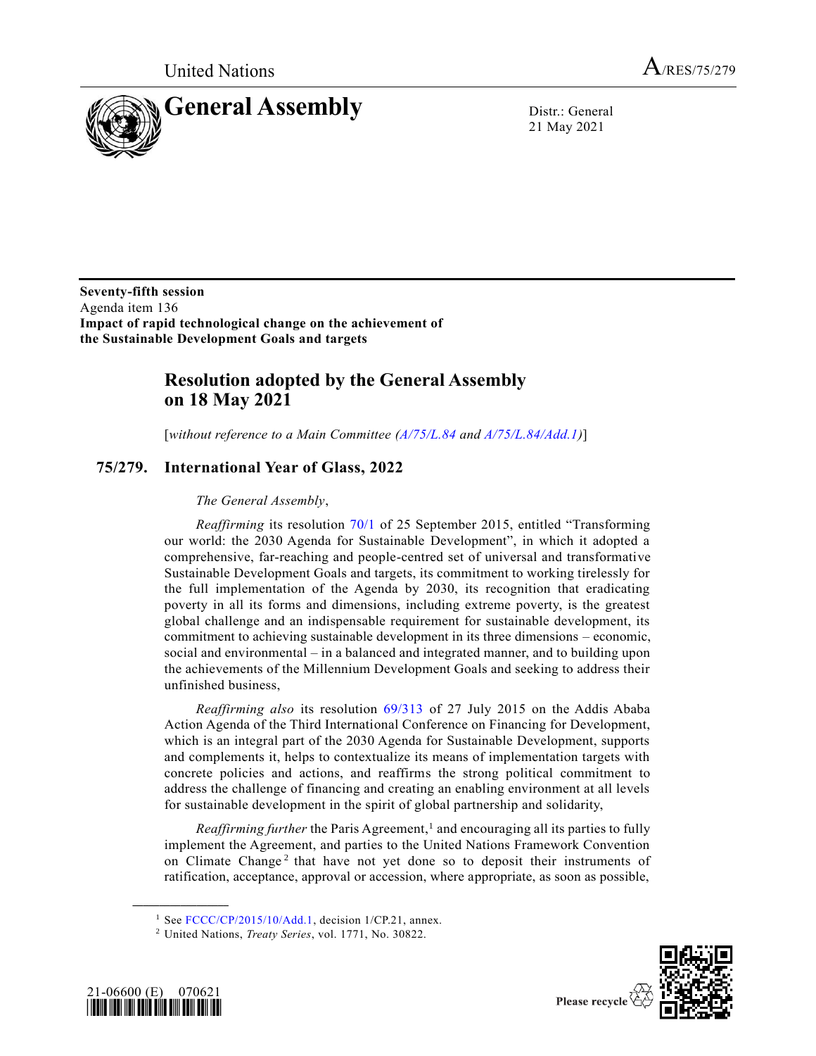United Nations A/RES/75/279

# General Assembly

Distr.: General
21 May 2021

**Seventy-fifth session**
Agenda item 136
**Impact of rapid technological change on the achievement of the Sustainable Development Goals and targets**

## Resolution adopted by the General Assembly on 18 May 2021

[*without reference to a Main Committee (A/75/L.84 and A/75/L.84/Add.1)*]

## 75/279. International Year of Glass, 2022

*The General Assembly*,

*Reaffirming* its resolution 70/1 of 25 September 2015, entitled "Transforming our world: the 2030 Agenda for Sustainable Development", in which it adopted a comprehensive, far-reaching and people-centred set of universal and transformative Sustainable Development Goals and targets, its commitment to working tirelessly for the full implementation of the Agenda by 2030, its recognition that eradicating poverty in all its forms and dimensions, including extreme poverty, is the greatest global challenge and an indispensable requirement for sustainable development, its commitment to achieving sustainable development in its three dimensions – economic, social and environmental – in a balanced and integrated manner, and to building upon the achievements of the Millennium Development Goals and seeking to address their unfinished business,

*Reaffirming also* its resolution 69/313 of 27 July 2015 on the Addis Ababa Action Agenda of the Third International Conference on Financing for Development, which is an integral part of the 2030 Agenda for Sustainable Development, supports and complements it, helps to contextualize its means of implementation targets with concrete policies and actions, and reaffirms the strong political commitment to address the challenge of financing and creating an enabling environment at all levels for sustainable development in the spirit of global partnership and solidarity,

*Reaffirming further* the Paris Agreement,[1] and encouraging all its parties to fully implement the Agreement, and parties to the United Nations Framework Convention on Climate Change[2] that have not yet done so to deposit their instruments of ratification, acceptance, approval or accession, where appropriate, as soon as possible,

---

[1] See FCCC/CP/2015/10/Add.1, decision 1/CP.21, annex.
[2] United Nations, *Treaty Series*, vol. 1771, No. 30822.

21-06600 (E) 070621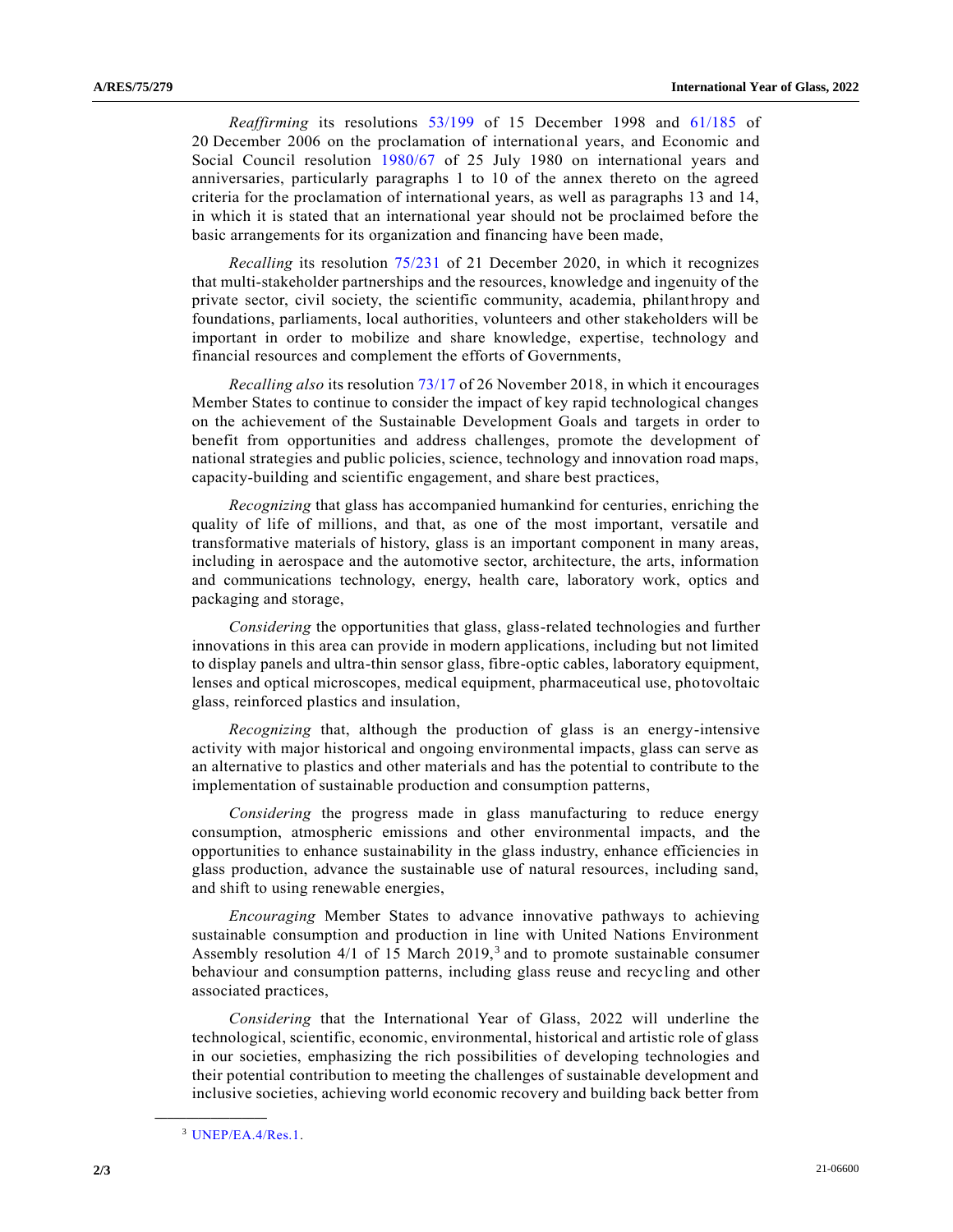*Reaffirming* its resolutions 53/199 of 15 December 1998 and 61/185 of 20 December 2006 on the proclamation of international years, and Economic and Social Council resolution 1980/67 of 25 July 1980 on international years and anniversaries, particularly paragraphs 1 to 10 of the annex thereto on the agreed criteria for the proclamation of international years, as well as paragraphs 13 and 14, in which it is stated that an international year should not be proclaimed before the basic arrangements for its organization and financing have been made,

*Recalling* its resolution 75/231 of 21 December 2020, in which it recognizes that multi-stakeholder partnerships and the resources, knowledge and ingenuity of the private sector, civil society, the scientific community, academia, philanthropy and foundations, parliaments, local authorities, volunteers and other stakeholders will be important in order to mobilize and share knowledge, expertise, technology and financial resources and complement the efforts of Governments,

*Recalling also* its resolution 73/17 of 26 November 2018, in which it encourages Member States to continue to consider the impact of key rapid technological changes on the achievement of the Sustainable Development Goals and targets in order to benefit from opportunities and address challenges, promote the development of national strategies and public policies, science, technology and innovation road maps, capacity-building and scientific engagement, and share best practices,

*Recognizing* that glass has accompanied humankind for centuries, enriching the quality of life of millions, and that, as one of the most important, versatile and transformative materials of history, glass is an important component in many areas, including in aerospace and the automotive sector, architecture, the arts, information and communications technology, energy, health care, laboratory work, optics and packaging and storage,

*Considering* the opportunities that glass, glass-related technologies and further innovations in this area can provide in modern applications, including but not limited to display panels and ultra-thin sensor glass, fibre-optic cables, laboratory equipment, lenses and optical microscopes, medical equipment, pharmaceutical use, photovoltaic glass, reinforced plastics and insulation,

*Recognizing* that, although the production of glass is an energy-intensive activity with major historical and ongoing environmental impacts, glass can serve as an alternative to plastics and other materials and has the potential to contribute to the implementation of sustainable production and consumption patterns,

*Considering* the progress made in glass manufacturing to reduce energy consumption, atmospheric emissions and other environmental impacts, and the opportunities to enhance sustainability in the glass industry, enhance efficiencies in glass production, advance the sustainable use of natural resources, including sand, and shift to using renewable energies,

*Encouraging* Member States to advance innovative pathways to achieving sustainable consumption and production in line with United Nations Environment Assembly resolution 4/1 of 15 March 2019,[3] and to promote sustainable consumer behaviour and consumption patterns, including glass reuse and recycling and other associated practices,

*Considering* that the International Year of Glass, 2022 will underline the technological, scientific, economic, environmental, historical and artistic role of glass in our societies, emphasizing the rich possibilities of developing technologies and their potential contribution to meeting the challenges of sustainable development and inclusive societies, achieving world economic recovery and building back better from

---

[3] UNEP/EA.4/Res.1.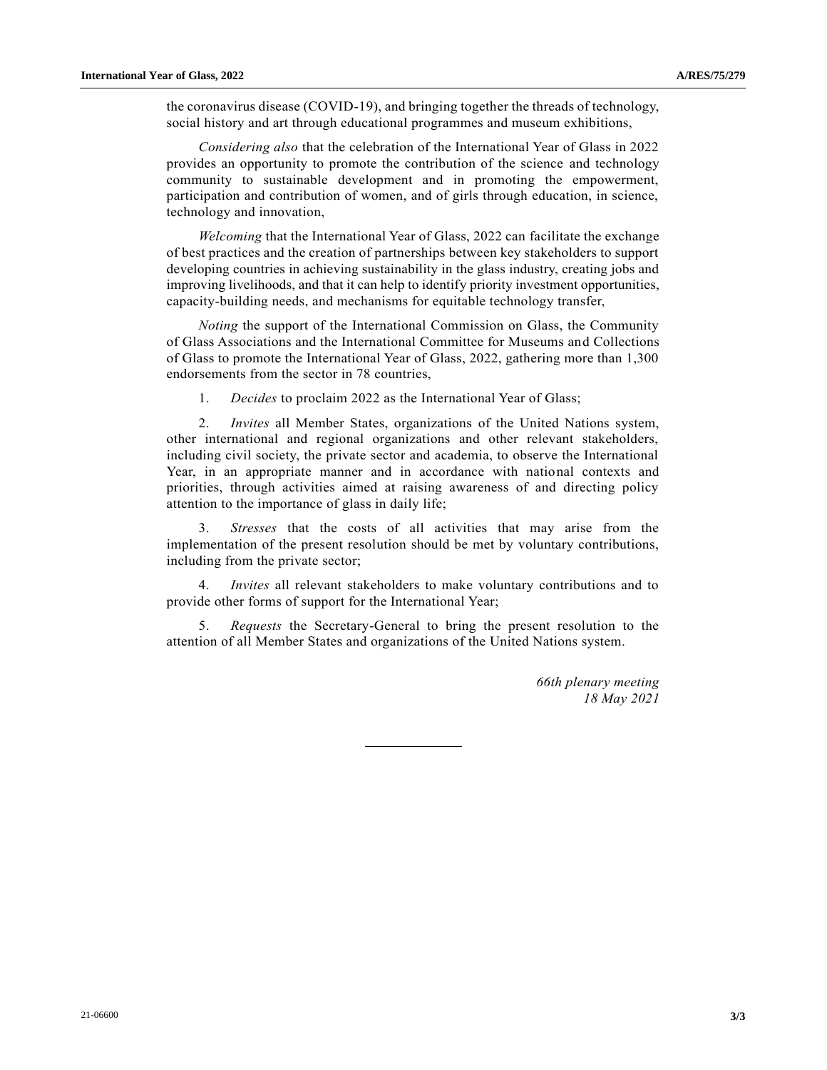the coronavirus disease (COVID-19), and bringing together the threads of technology, social history and art through educational programmes and museum exhibitions,

*Considering also* that the celebration of the International Year of Glass in 2022 provides an opportunity to promote the contribution of the science and technology community to sustainable development and in promoting the empowerment, participation and contribution of women, and of girls through education, in science, technology and innovation,

*Welcoming* that the International Year of Glass, 2022 can facilitate the exchange of best practices and the creation of partnerships between key stakeholders to support developing countries in achieving sustainability in the glass industry, creating jobs and improving livelihoods, and that it can help to identify priority investment opportunities, capacity-building needs, and mechanisms for equitable technology transfer,

*Noting* the support of the International Commission on Glass, the Community of Glass Associations and the International Committee for Museums and Collections of Glass to promote the International Year of Glass, 2022, gathering more than 1,300 endorsements from the sector in 78 countries,

1. *Decides* to proclaim 2022 as the International Year of Glass;

2. *Invites* all Member States, organizations of the United Nations system, other international and regional organizations and other relevant stakeholders, including civil society, the private sector and academia, to observe the International Year, in an appropriate manner and in accordance with national contexts and priorities, through activities aimed at raising awareness of and directing policy attention to the importance of glass in daily life;

3. *Stresses* that the costs of all activities that may arise from the implementation of the present resolution should be met by voluntary contributions, including from the private sector;

4. *Invites* all relevant stakeholders to make voluntary contributions and to provide other forms of support for the International Year;

5. *Requests* the Secretary-General to bring the present resolution to the attention of all Member States and organizations of the United Nations system.

*66th plenary meeting*
*18 May 2021*